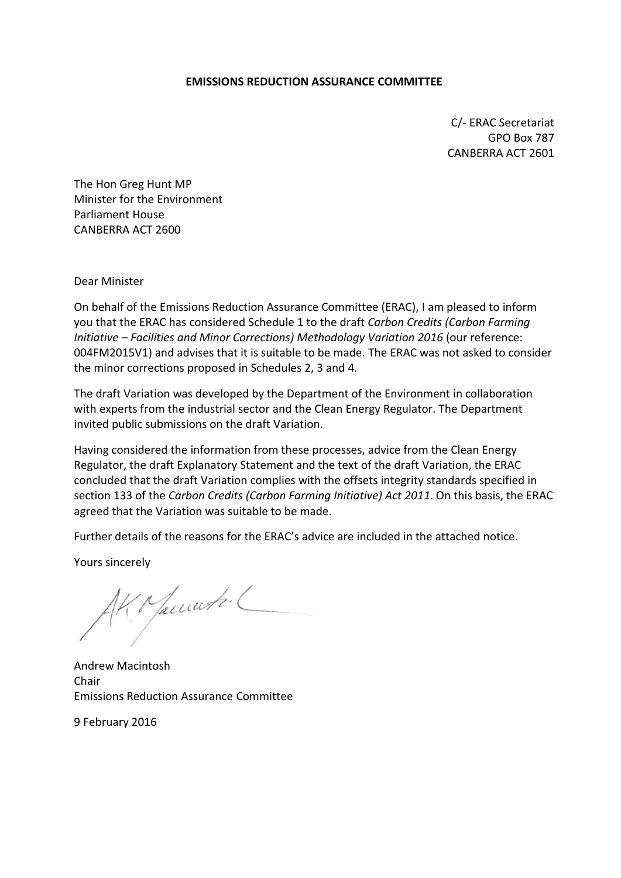**EMISSIONS REDUCTION ASSURANCE COMMITTEE**

C/- ERAC Secretariat
GPO Box 787
CANBERRA ACT 2601

The Hon Greg Hunt MP
Minister for the Environment
Parliament House
CANBERRA ACT 2600

Dear Minister

On behalf of the Emissions Reduction Assurance Committee (ERAC), I am pleased to inform you that the ERAC has considered Schedule 1 to the draft *Carbon Credits (Carbon Farming Initiative – Facilities and Minor Corrections) Methodology Variation 2016* (our reference: 004FM2015V1) and advises that it is suitable to be made. The ERAC was not asked to consider the minor corrections proposed in Schedules 2, 3 and 4.

The draft Variation was developed by the Department of the Environment in collaboration with experts from the industrial sector and the Clean Energy Regulator. The Department invited public submissions on the draft Variation.

Having considered the information from these processes, advice from the Clean Energy Regulator, the draft Explanatory Statement and the text of the draft Variation, the ERAC concluded that the draft Variation complies with the offsets integrity standards specified in section 133 of the *Carbon Credits (Carbon Farming Initiative) Act 2011*. On this basis, the ERAC agreed that the Variation was suitable to be made.

Further details of the reasons for the ERAC's advice are included in the attached notice.

Yours sincerely

Andrew Macintosh
Chair
Emissions Reduction Assurance Committee

9 February 2016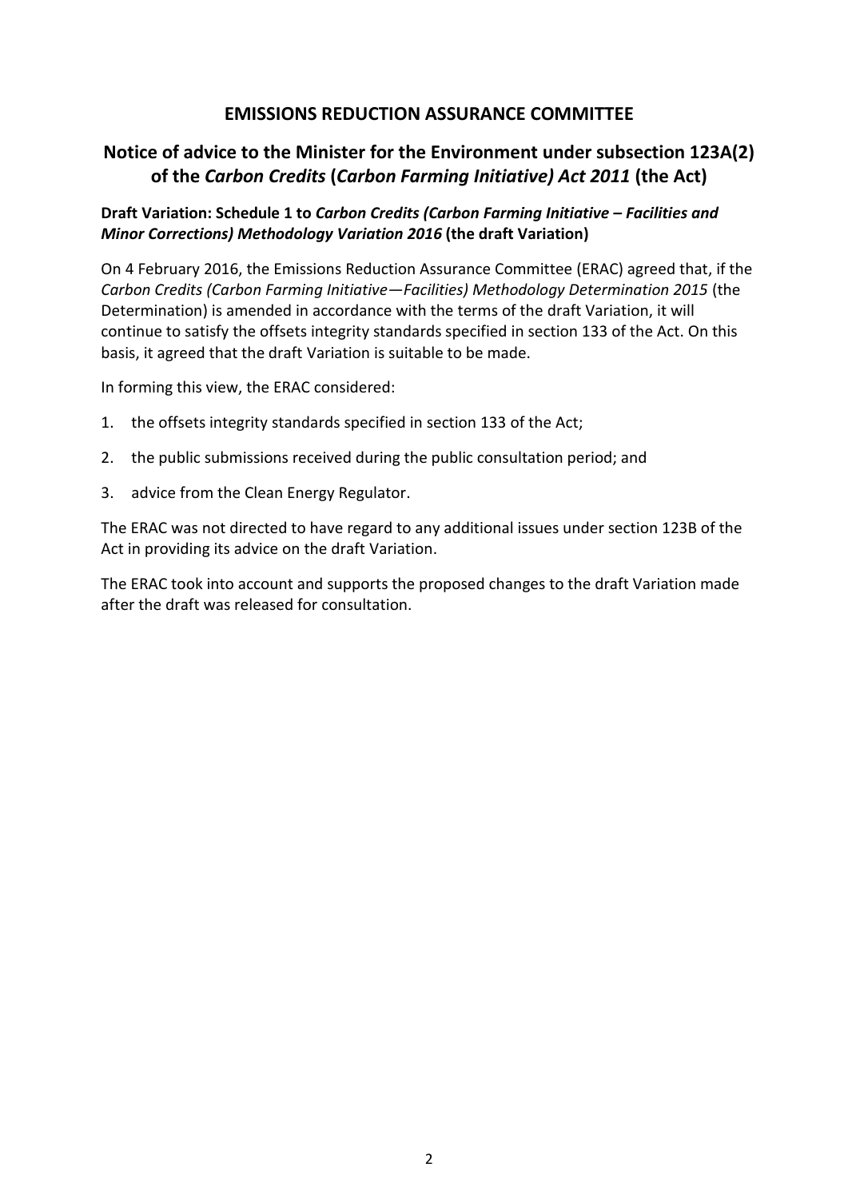# EMISSIONS REDUCTION ASSURANCE COMMITTEE

## Notice of advice to the Minister for the Environment under subsection 123A(2) of the *Carbon Credits* (*Carbon Farming Initiative) Act 2011* (the Act)

**Draft Variation: Schedule 1 to *Carbon Credits (Carbon Farming Initiative – Facilities and Minor Corrections) Methodology Variation 2016* (the draft Variation)**

On 4 February 2016, the Emissions Reduction Assurance Committee (ERAC) agreed that, if the *Carbon Credits (Carbon Farming Initiative—Facilities) Methodology Determination 2015* (the Determination) is amended in accordance with the terms of the draft Variation, it will continue to satisfy the offsets integrity standards specified in section 133 of the Act. On this basis, it agreed that the draft Variation is suitable to be made.

In forming this view, the ERAC considered:

1. the offsets integrity standards specified in section 133 of the Act;
2. the public submissions received during the public consultation period; and
3. advice from the Clean Energy Regulator.

The ERAC was not directed to have regard to any additional issues under section 123B of the Act in providing its advice on the draft Variation.

The ERAC took into account and supports the proposed changes to the draft Variation made after the draft was released for consultation.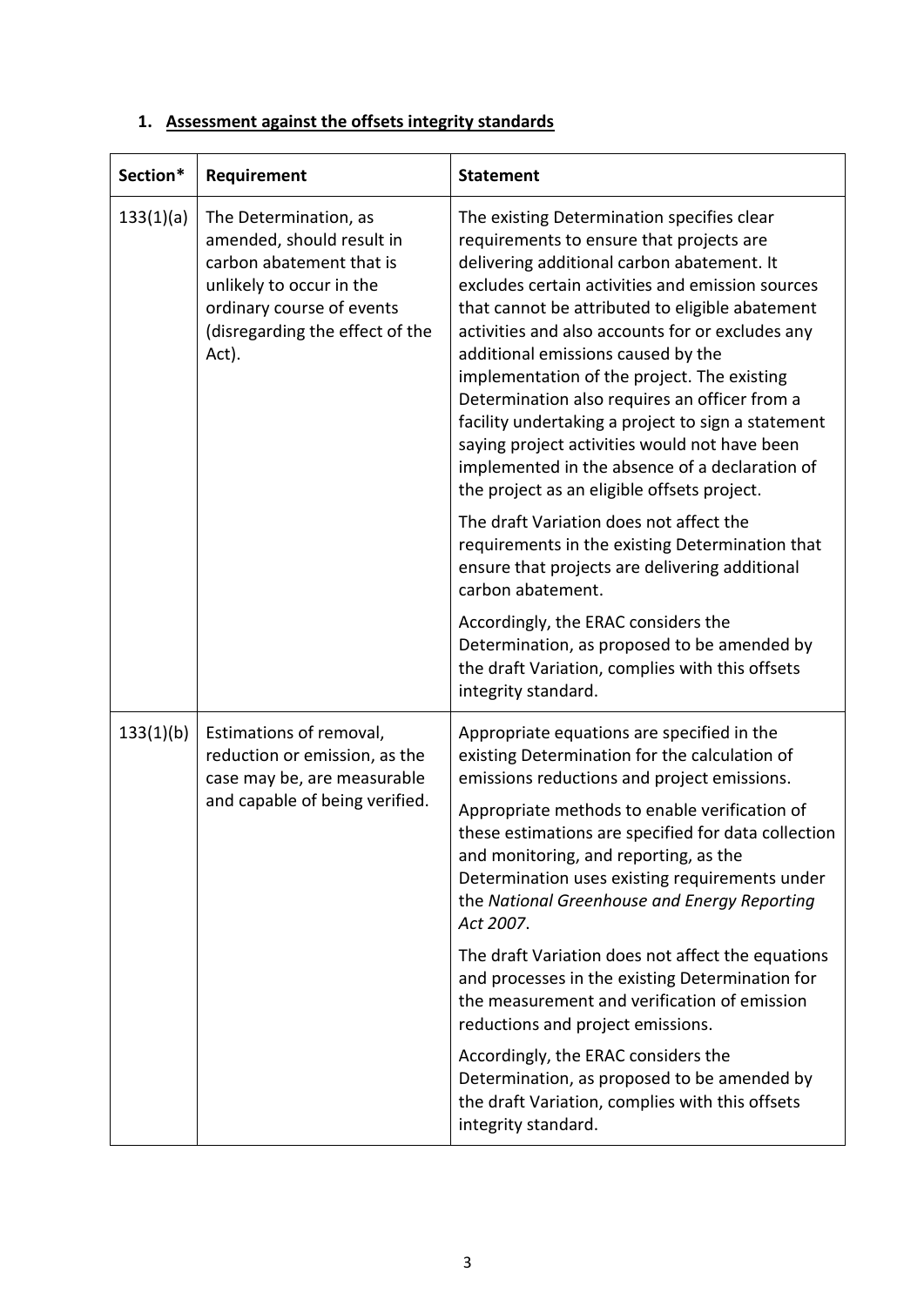## 1. Assessment against the offsets integrity standards

| Section* | Requirement | Statement |
|---|---|---|
| 133(1)(a) | The Determination, as amended, should result in carbon abatement that is unlikely to occur in the ordinary course of events (disregarding the effect of the Act). | The existing Determination specifies clear requirements to ensure that projects are delivering additional carbon abatement. It excludes certain activities and emission sources that cannot be attributed to eligible abatement activities and also accounts for or excludes any additional emissions caused by the implementation of the project. The existing Determination also requires an officer from a facility undertaking a project to sign a statement saying project activities would not have been implemented in the absence of a declaration of the project as an eligible offsets project.<br><br>The draft Variation does not affect the requirements in the existing Determination that ensure that projects are delivering additional carbon abatement.<br><br>Accordingly, the ERAC considers the Determination, as proposed to be amended by the draft Variation, complies with this offsets integrity standard. |
| 133(1)(b) | Estimations of removal, reduction or emission, as the case may be, are measurable and capable of being verified. | Appropriate equations are specified in the existing Determination for the calculation of emissions reductions and project emissions.<br><br>Appropriate methods to enable verification of these estimations are specified for data collection and monitoring, and reporting, as the Determination uses existing requirements under the *National Greenhouse and Energy Reporting Act 2007*.<br><br>The draft Variation does not affect the equations and processes in the existing Determination for the measurement and verification of emission reductions and project emissions.<br><br>Accordingly, the ERAC considers the Determination, as proposed to be amended by the draft Variation, complies with this offsets integrity standard. |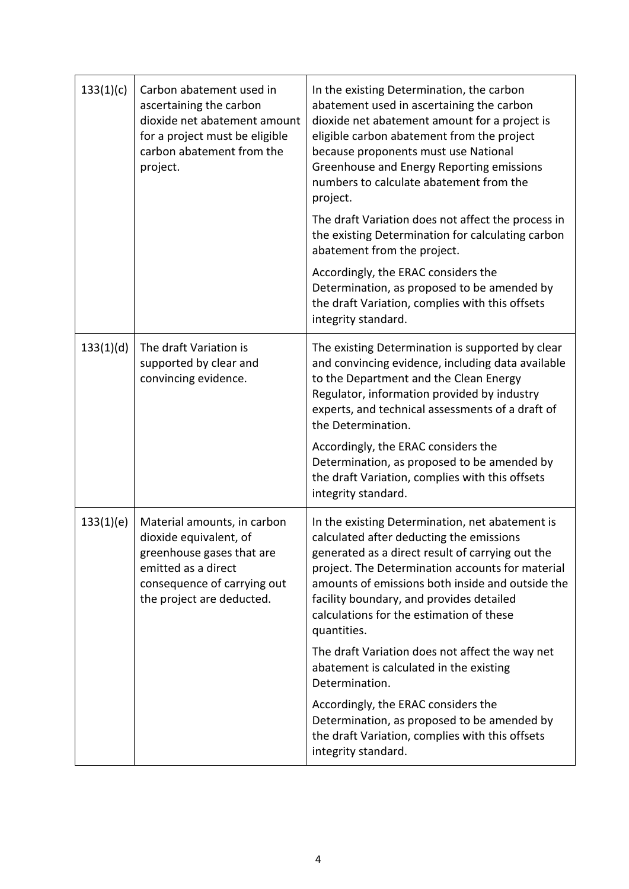| | | |
|---|---|---|
| 133(1)(c) | Carbon abatement used in ascertaining the carbon dioxide net abatement amount for a project must be eligible carbon abatement from the project. | In the existing Determination, the carbon abatement used in ascertaining the carbon dioxide net abatement amount for a project is eligible carbon abatement from the project because proponents must use National Greenhouse and Energy Reporting emissions numbers to calculate abatement from the project.<br><br>The draft Variation does not affect the process in the existing Determination for calculating carbon abatement from the project.<br><br>Accordingly, the ERAC considers the Determination, as proposed to be amended by the draft Variation, complies with this offsets integrity standard. |
| 133(1)(d) | The draft Variation is supported by clear and convincing evidence. | The existing Determination is supported by clear and convincing evidence, including data available to the Department and the Clean Energy Regulator, information provided by industry experts, and technical assessments of a draft of the Determination.<br><br>Accordingly, the ERAC considers the Determination, as proposed to be amended by the draft Variation, complies with this offsets integrity standard. |
| 133(1)(e) | Material amounts, in carbon dioxide equivalent, of greenhouse gases that are emitted as a direct consequence of carrying out the project are deducted. | In the existing Determination, net abatement is calculated after deducting the emissions generated as a direct result of carrying out the project. The Determination accounts for material amounts of emissions both inside and outside the facility boundary, and provides detailed calculations for the estimation of these quantities.<br><br>The draft Variation does not affect the way net abatement is calculated in the existing Determination.<br><br>Accordingly, the ERAC considers the Determination, as proposed to be amended by the draft Variation, complies with this offsets integrity standard. |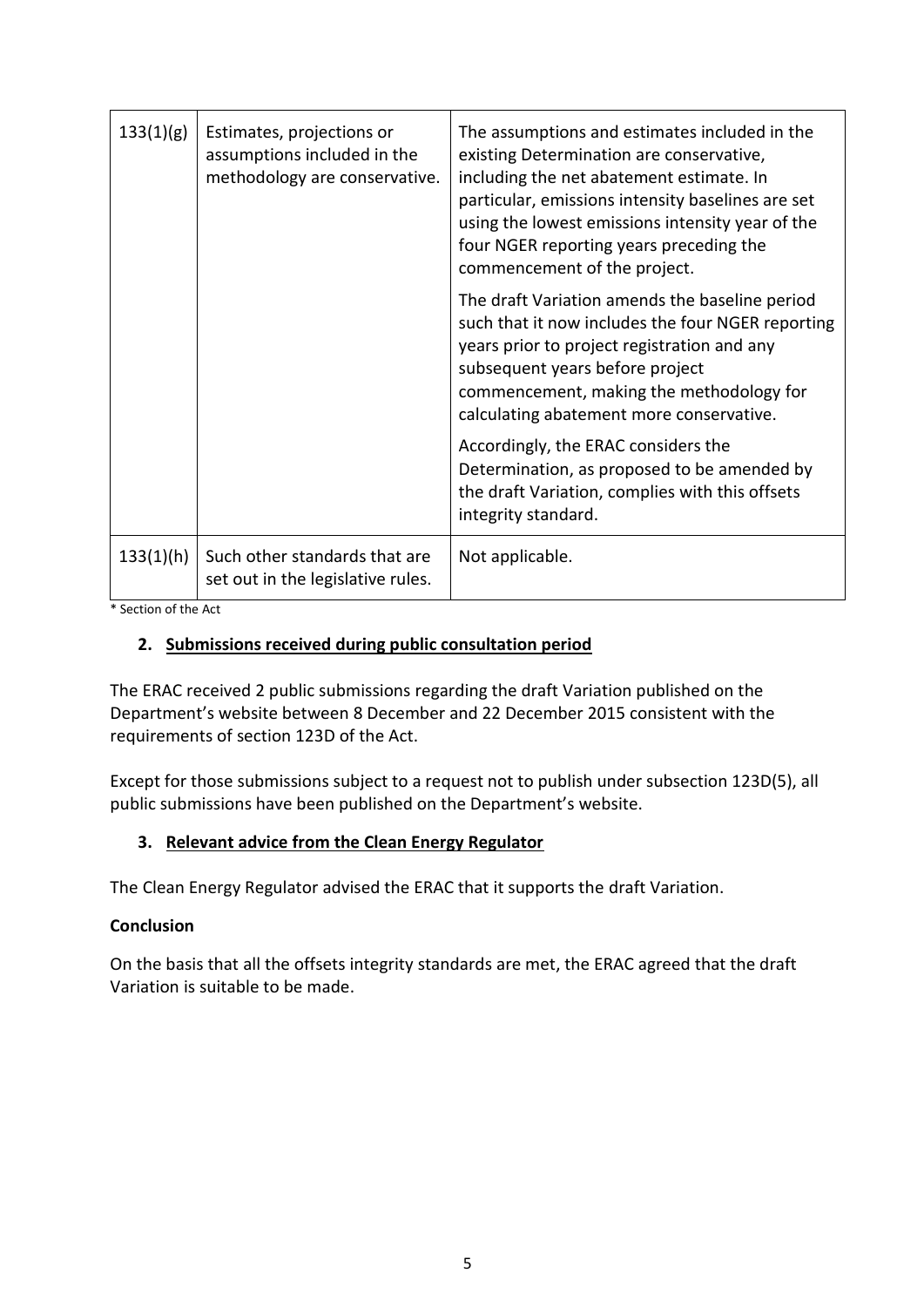| | | |
|---|---|---|
| 133(1)(g) | Estimates, projections or assumptions included in the methodology are conservative. | The assumptions and estimates included in the existing Determination are conservative, including the net abatement estimate. In particular, emissions intensity baselines are set using the lowest emissions intensity year of the four NGER reporting years preceding the commencement of the project.<br><br>The draft Variation amends the baseline period such that it now includes the four NGER reporting years prior to project registration and any subsequent years before project commencement, making the methodology for calculating abatement more conservative.<br><br>Accordingly, the ERAC considers the Determination, as proposed to be amended by the draft Variation, complies with this offsets integrity standard. |
| 133(1)(h) | Such other standards that are set out in the legislative rules. | Not applicable. |

* Section of the Act

## 2. Submissions received during public consultation period

The ERAC received 2 public submissions regarding the draft Variation published on the Department's website between 8 December and 22 December 2015 consistent with the requirements of section 123D of the Act.

Except for those submissions subject to a request not to publish under subsection 123D(5), all public submissions have been published on the Department's website.

## 3. Relevant advice from the Clean Energy Regulator

The Clean Energy Regulator advised the ERAC that it supports the draft Variation.

**Conclusion**

On the basis that all the offsets integrity standards are met, the ERAC agreed that the draft Variation is suitable to be made.